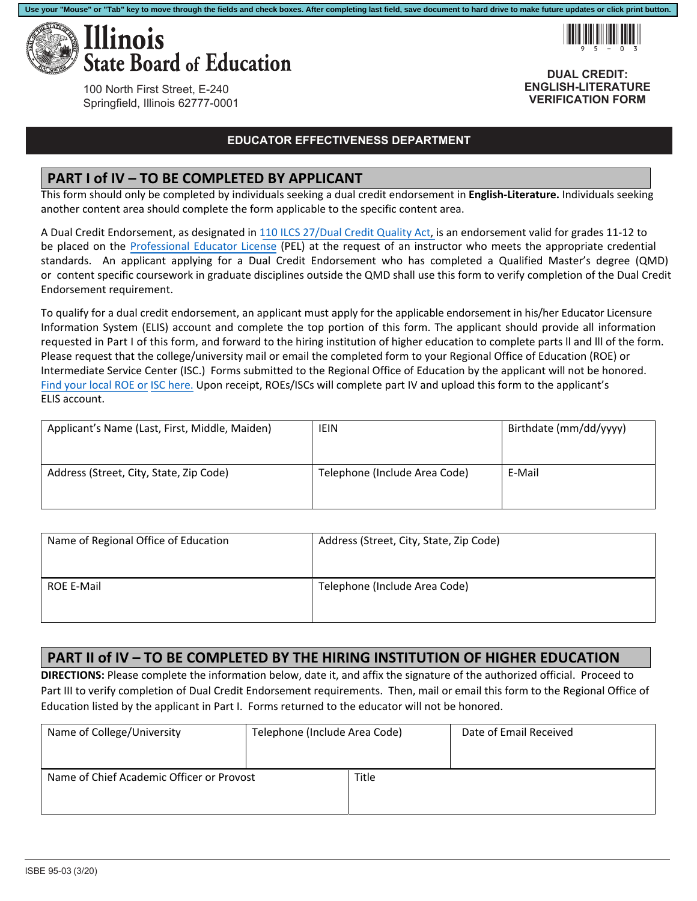Use your "Mouse" or "Tab" key to move through the fields and check boxes. After completing last field, save document to hard drive to make future updates or click print button.

# Illinois State Board of Education

100 North First Street, E-240
Springfield, Illinois 62777-0001

**DUAL CREDIT: ENGLISH-LITERATURE VERIFICATION FORM**

**EDUCATOR EFFECTIVENESS DEPARTMENT**

## PART I of IV – TO BE COMPLETED BY APPLICANT

This form should only be completed by individuals seeking a dual credit endorsement in **English-Literature.** Individuals seeking another content area should complete the form applicable to the specific content area.

A Dual Credit Endorsement, as designated in 110 ILCS 27/Dual Credit Quality Act, is an endorsement valid for grades 11-12 to be placed on the Professional Educator License (PEL) at the request of an instructor who meets the appropriate credential standards. An applicant applying for a Dual Credit Endorsement who has completed a Qualified Master's degree (QMD) or content specific coursework in graduate disciplines outside the QMD shall use this form to verify completion of the Dual Credit Endorsement requirement.

To qualify for a dual credit endorsement, an applicant must apply for the applicable endorsement in his/her Educator Licensure Information System (ELIS) account and complete the top portion of this form. The applicant should provide all information requested in Part I of this form, and forward to the hiring institution of higher education to complete parts ll and lll of the form. Please request that the college/university mail or email the completed form to your Regional Office of Education (ROE) or Intermediate Service Center (ISC.) Forms submitted to the Regional Office of Education by the applicant will not be honored. Find your local ROE or ISC here. Upon receipt, ROEs/ISCs will complete part IV and upload this form to the applicant's ELIS account.

| Applicant's Name (Last, First, Middle, Maiden) | IEIN | Birthdate (mm/dd/yyyy) |
|---|---|---|
| | | |
| **Address (Street, City, State, Zip Code)** | **Telephone (Include Area Code)** | **E-Mail** |
| | | |

| Name of Regional Office of Education | Address (Street, City, State, Zip Code) |
|---|---|
| | |
| **ROE E-Mail** | **Telephone (Include Area Code)** |
| | |

## PART II of IV – TO BE COMPLETED BY THE HIRING INSTITUTION OF HIGHER EDUCATION

**DIRECTIONS:** Please complete the information below, date it, and affix the signature of the authorized official. Proceed to Part III to verify completion of Dual Credit Endorsement requirements. Then, mail or email this form to the Regional Office of Education listed by the applicant in Part I. Forms returned to the educator will not be honored.

| Name of College/University | Telephone (Include Area Code) | Date of Email Received |
|---|---|---|
| | | |

| Name of Chief Academic Officer or Provost | Title |
|---|---|
| | |

ISBE 95-03 (3/20)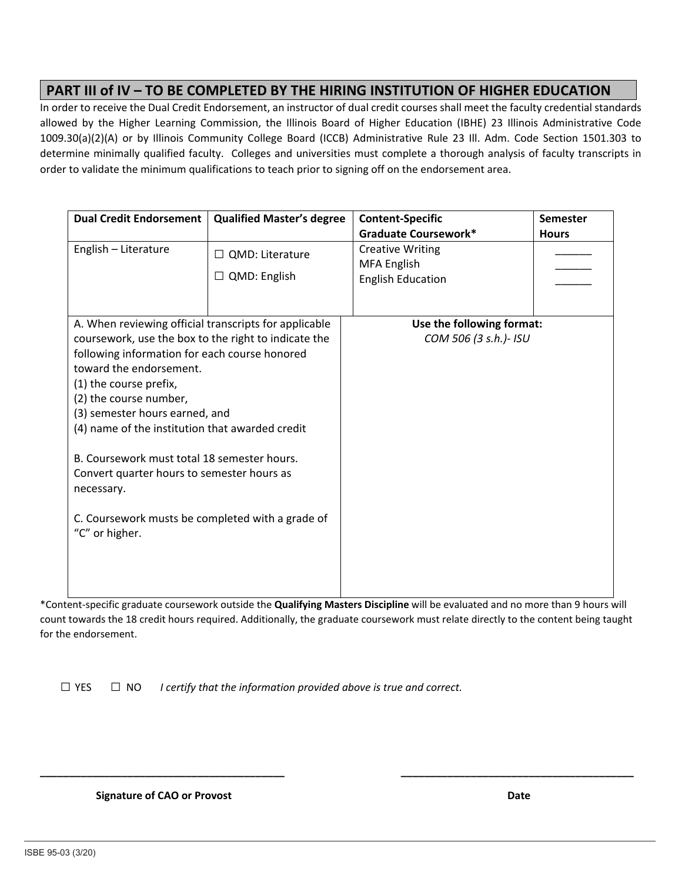## PART III of IV – TO BE COMPLETED BY THE HIRING INSTITUTION OF HIGHER EDUCATION

In order to receive the Dual Credit Endorsement, an instructor of dual credit courses shall meet the faculty credential standards allowed by the Higher Learning Commission, the Illinois Board of Higher Education (IBHE) 23 Illinois Administrative Code 1009.30(a)(2)(A) or by Illinois Community College Board (ICCB) Administrative Rule 23 Ill. Adm. Code Section 1501.303 to determine minimally qualified faculty. Colleges and universities must complete a thorough analysis of faculty transcripts in order to validate the minimum qualifications to teach prior to signing off on the endorsement area.

| Dual Credit Endorsement | Qualified Master's degree | Content-Specific Graduate Coursework* | Semester Hours |
|---|---|---|---|
| English – Literature | ☐ QMD: Literature<br>☐ QMD: English | Creative Writing<br>MFA English<br>English Education | ______<br>______<br>______ |

| | |
|---|---|
| A. When reviewing official transcripts for applicable coursework, use the box to the right to indicate the following information for each course honored toward the endorsement.<br>(1) the course prefix,<br>(2) the course number,<br>(3) semester hours earned, and<br>(4) name of the institution that awarded credit<br><br>B. Coursework must total 18 semester hours. Convert quarter hours to semester hours as necessary.<br><br>C. Coursework musts be completed with a grade of "C" or higher. | **Use the following format:**<br>*COM 506 (3 s.h.)- ISU* |

*Content-specific graduate coursework outside the **Qualifying Masters Discipline** will be evaluated and no more than 9 hours will count towards the 18 credit hours required. Additionally, the graduate coursework must relate directly to the content being taught for the endorsement.

☐ YES ☐ NO *I certify that the information provided above is true and correct.*

________________________________________ ________________________________________

**Signature of CAO or Provost** **Date**

ISBE 95-03 (3/20)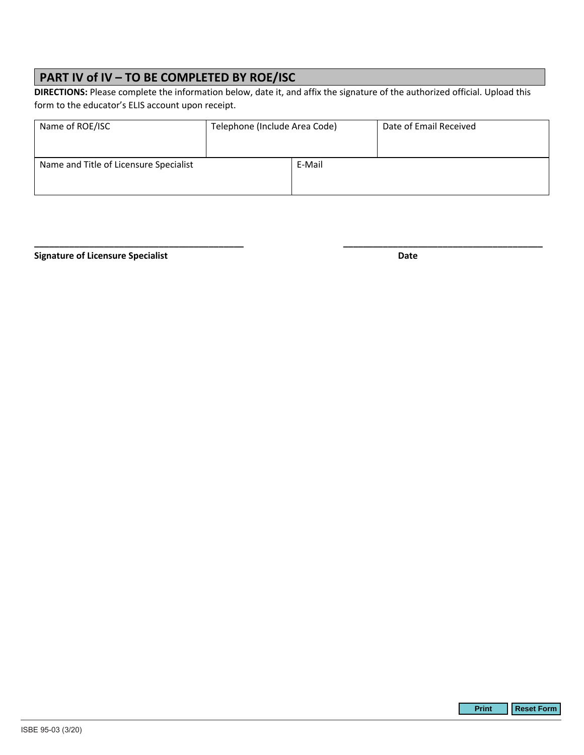## PART IV of IV – TO BE COMPLETED BY ROE/ISC

**DIRECTIONS:** Please complete the information below, date it, and affix the signature of the authorized official. Upload this form to the educator's ELIS account upon receipt.

| Name of ROE/ISC | Telephone (Include Area Code) | Date of Email Received |
|---|---|---|
| | | |

| Name and Title of Licensure Specialist | E-Mail |
|---|---|
| | |

\_\_\_\_\_\_\_\_\_\_\_\_\_\_\_\_\_\_\_\_\_\_\_\_\_\_\_\_\_\_\_\_\_\_\_\_\_\_\_\_\_\_\_\_
**Signature of Licensure Specialist**

\_\_\_\_\_\_\_\_\_\_\_\_\_\_\_\_\_\_\_\_\_\_\_\_\_\_\_\_\_\_\_\_\_\_\_\_\_\_\_\_\_\_\_\_
**Date**

Print | Reset Form

ISBE 95-03 (3/20)